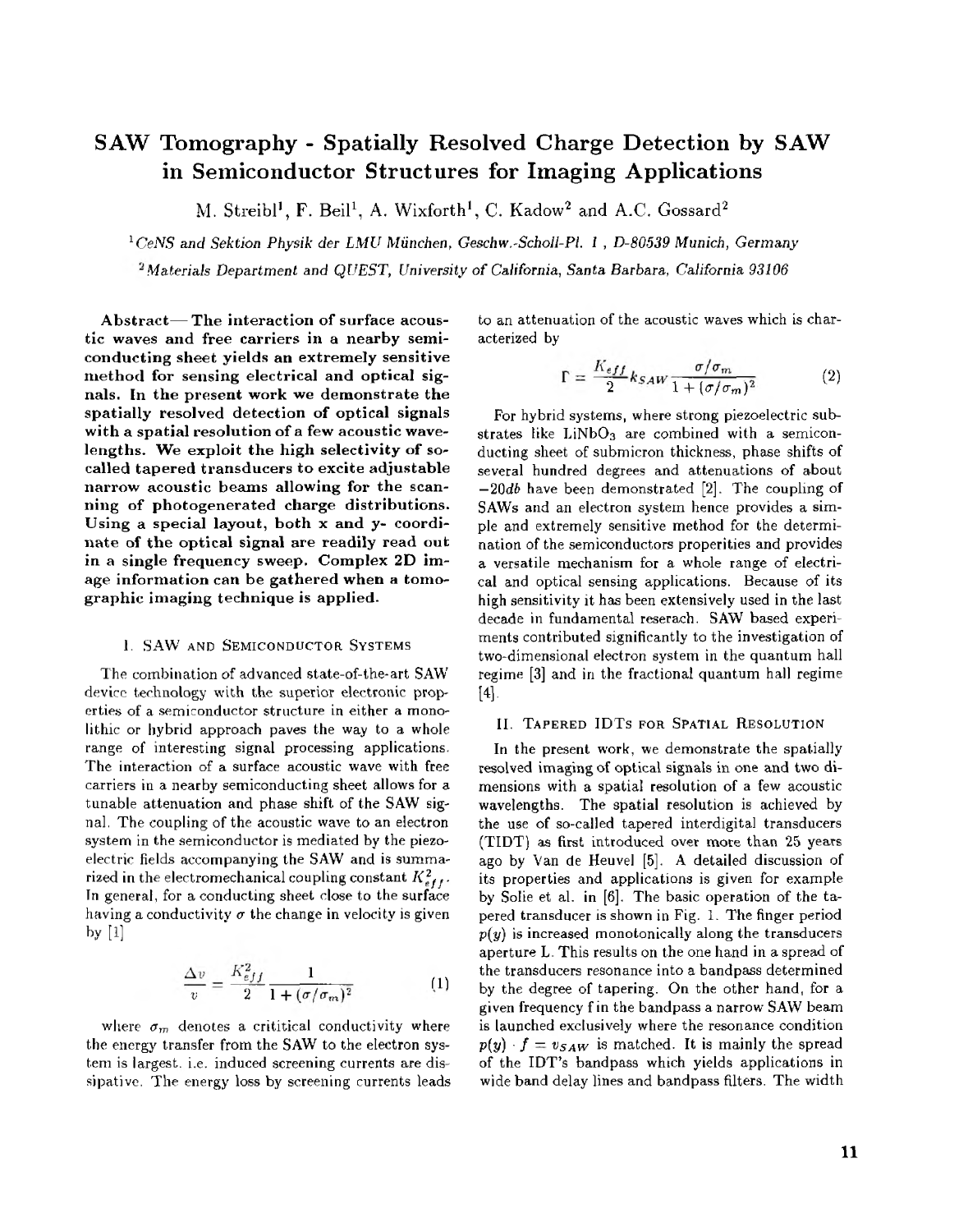# SAW Tomography - Spatially Resolved Charge Detection by SAW in Semiconductor Structures for Imaging Applications

M. Streibl[1], F. Beil[1], A. Wixforth[1], C. Kadow[2] and A.C. Gossard[2]

[1] *CeNS and Sektion Physik der LMU München, Geschw.-Scholl-Pl. 1, D-80539 Munich, Germany*

[2] *Materials Department and QUEST, University of California, Santa Barbara, California 93106*

**Abstract— The interaction of surface acoustic waves and free carriers in a nearby semiconducting sheet yields an extremely sensitive method for sensing electrical and optical signals. In the present work we demonstrate the spatially resolved detection of optical signals with a spatial resolution of a few acoustic wavelengths. We exploit the high selectivity of so-called tapered transducers to excite adjustable narrow acoustic beams allowing for the scanning of photogenerated charge distributions. Using a special layout, both x and y- coordinate of the optical signal are readily read out in a single frequency sweep. Complex 2D image information can be gathered when a tomographic imaging technique is applied.**

## I. SAW and Semiconductor Systems

The combination of advanced state-of-the-art SAW device technology with the superior electronic properties of a semiconductor structure in either a monolithic or hybrid approach paves the way to a whole range of interesting signal processing applications. The interaction of a surface acoustic wave with free carriers in a nearby semiconducting sheet allows for a tunable attenuation and phase shift of the SAW signal. The coupling of the acoustic wave to an electron system in the semiconductor is mediated by the piezoelectric fields accompanying the SAW and is summarized in the electromechanical coupling constant $K^2_{eff}$. In general, for a conducting sheet close to the surface having a conductivity $\sigma$ the change in velocity is given by [1]

$$\frac{\Delta v}{v} = \frac{K^2_{eff}}{2} \frac{1}{1+(\sigma/\sigma_m)^2} \tag{1}$$

where $\sigma_m$ denotes a crititical conductivity where the energy transfer from the SAW to the electron system is largest. i.e. induced screening currents are dissipative. The energy loss by screening currents leads to an attenuation of the acoustic waves which is characterized by

$$\Gamma = \frac{K_{eff}}{2} k_{SAW} \frac{\sigma/\sigma_m}{1+(\sigma/\sigma_m)^2} \tag{2}$$

For hybrid systems, where strong piezoelectric substrates like $LiNbO_3$ are combined with a semiconducting sheet of submicron thickness, phase shifts of several hundred degrees and attenuations of about $-20db$ have been demonstrated [2]. The coupling of SAWs and an electron system hence provides a simple and extremely sensitive method for the determination of the semiconductors properities and provides a versatile mechanism for a whole range of electrical and optical sensing applications. Because of its high sensitivity it has been extensively used in the last decade in fundamental reserach. SAW based experiments contributed significantly to the investigation of two-dimensional electron system in the quantum hall regime [3] and in the fractional quantum hall regime [4].

## II. Tapered IDTs for Spatial Resolution

In the present work, we demonstrate the spatially resolved imaging of optical signals in one and two dimensions with a spatial resolution of a few acoustic wavelengths. The spatial resolution is achieved by the use of so-called tapered interdigital transducers (TIDT) as first introduced over more than 25 years ago by Van de Heuvel [5]. A detailed discussion of its properties and applications is given for example by Solie et al. in [6]. The basic operation of the tapered transducer is shown in Fig. 1. The finger period $p(y)$ is increased monotonically along the transducers aperture L. This results on the one hand in a spread of the transducers resonance into a bandpass determined by the degree of tapering. On the other hand, for a given frequency f in the bandpass a narrow SAW beam is launched exclusively where the resonance condition $p(y) \cdot f = v_{SAW}$ is matched. It is mainly the spread of the IDT's bandpass which yields applications in wide band delay lines and bandpass filters. The width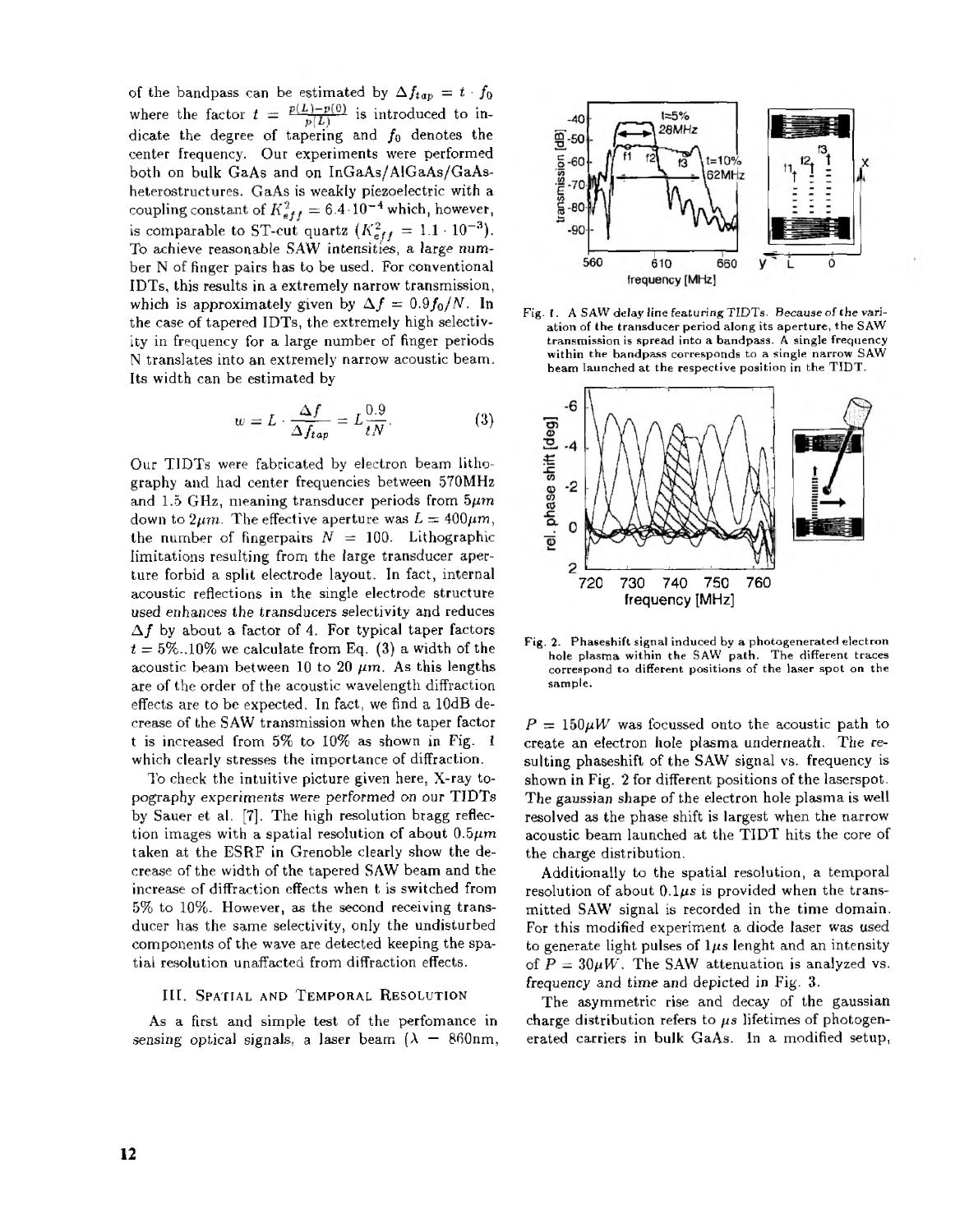of the bandpass can be estimated by $\Delta f_{tap} = t \cdot f_0$ where the factor $t = \frac{p(L)-p(0)}{p(L)}$ is introduced to indicate the degree of tapering and $f_0$ denotes the center frequency. Our experiments were performed both on bulk GaAs and on InGaAs/AlGaAs/GaAs-heterostructures. GaAs is weakly piezoelectric with a coupling constant of $K^2_{eff} = 6.4 \cdot 10^{-4}$ which, however, is comparable to ST-cut quartz ($K^2_{eff} = 1.1 \cdot 10^{-3}$). To achieve reasonable SAW intensities, a large number N of finger pairs has to be used. For conventional IDTs, this results in a extremely narrow transmission, which is approximately given by $\Delta f = 0.9 f_0/N$. In the case of tapered IDTs, the extremely high selectivity in frequency for a large number of finger periods N translates into an extremely narrow acoustic beam. Its width can be estimated by

$$w = L \cdot \frac{\Delta f}{\Delta f_{tap}} = L\frac{0.9}{tN}. \quad (3)$$

Our TIDTs were fabricated by electron beam lithography and had center frequencies between 570MHz and 1.5 GHz, meaning transducer periods from $5\mu m$ down to $2\mu m$. The effective aperture was $L = 400\mu m$, the number of fingerpairs $N = 100$. Lithographic limitations resulting from the large transducer aperture forbid a split electrode layout. In fact, internal acoustic reflections in the single electrode structure used enhances the transducers selectivity and reduces $\Delta f$ by about a factor of 4. For typical taper factors $t = 5\%..10\%$ we calculate from Eq. (3) a width of the acoustic beam between 10 to 20 $\mu m$. As this lengths are of the order of the acoustic wavelength diffraction effects are to be expected. In fact, we find a 10dB decrease of the SAW transmission when the taper factor t is increased from 5% to 10% as shown in Fig. 1 which clearly stresses the importance of diffraction.

To check the intuitive picture given here, X-ray topography experiments were performed on our TIDTs by Sauer et al. [7]. The high resolution bragg reflection images with a spatial resolution of about $0.5\mu m$ taken at the ESRF in Grenoble clearly show the decrease of the width of the tapered SAW beam and the increase of diffraction effects when t is switched from 5% to 10%. However, as the second receiving transducer has the same selectivity, only the undisturbed components of the wave are detected keeping the spatial resolution unaffected from diffraction effects.

Fig. 1. A SAW delay line featuring TIDTs. Because of the variation of the transducer period along its aperture, the SAW transmission is spread into a bandpass. A single frequency within the bandpass corresponds to a single narrow SAW beam launched at the respective position in the TIDT.

Fig. 2. Phaseshift signal induced by a photogenerated electron hole plasma within the SAW path. The different traces correspond to different positions of the laser spot on the sample.

## III. Spatial and Temporal Resolution

As a first and simple test of the perfomance in sensing optical signals, a laser beam ($\lambda$ = 860nm, $P = 150\mu W$ was focussed onto the acoustic path to create an electron hole plasma underneath. The resulting phaseshift of the SAW signal vs. frequency is shown in Fig. 2 for different positions of the laserspot. The gaussian shape of the electron hole plasma is well resolved as the phase shift is largest when the narrow acoustic beam launched at the TIDT hits the core of the charge distribution.

Additionally to the spatial resolution, a temporal resolution of about $0.1\mu s$ is provided when the transmitted SAW signal is recorded in the time domain. For this modified experiment a diode laser was used to generate light pulses of $1\mu s$ lenght and an intensity of $P = 30\mu W$. The SAW attenuation is analyzed vs. frequency and time and depicted in Fig. 3.

The asymmetric rise and decay of the gaussian charge distribution refers to $\mu s$ lifetimes of photogenerated carriers in bulk GaAs. In a modified setup,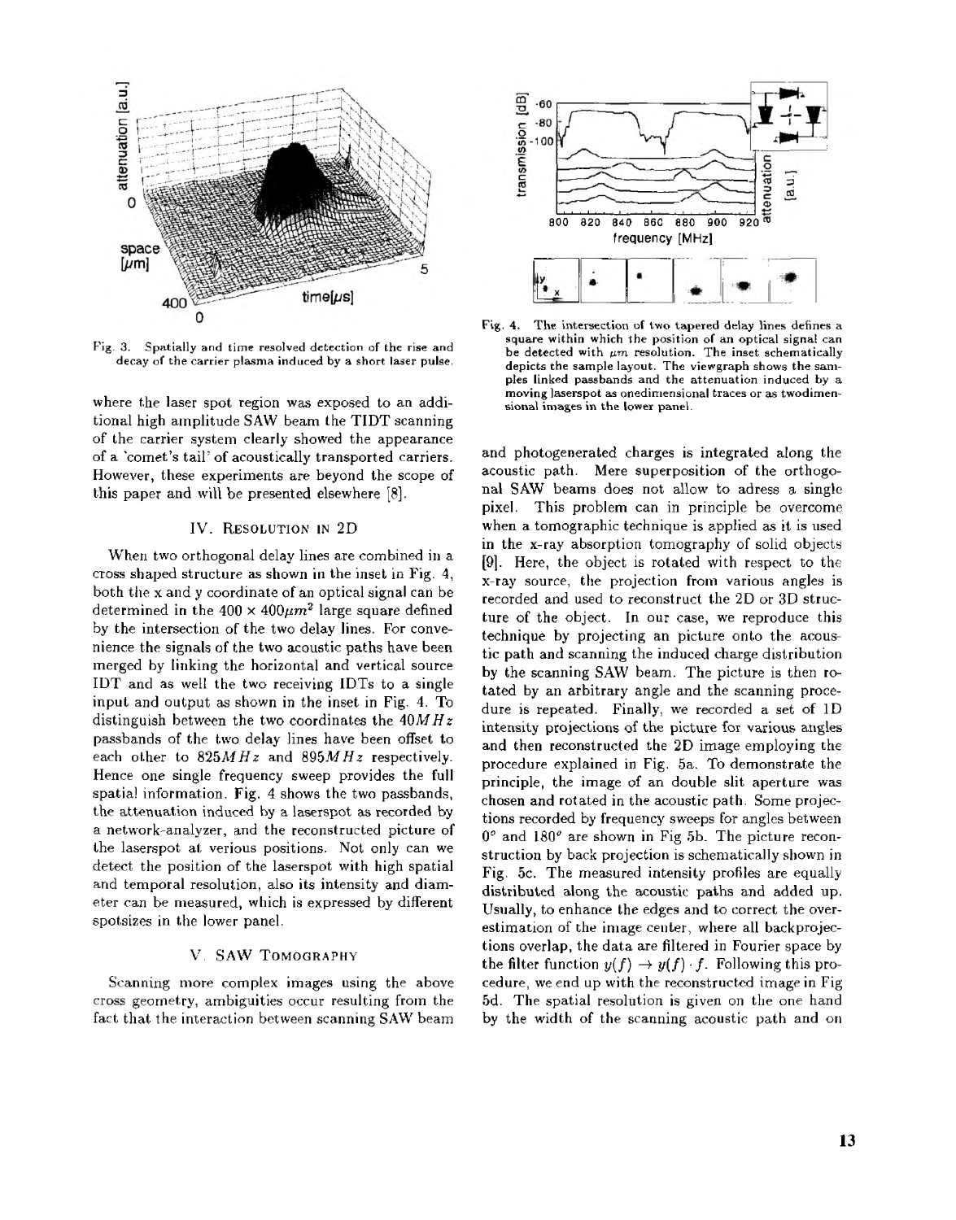Fig. 3. Spatially and time resolved detection of the rise and decay of the carrier plasma induced by a short laser pulse.

where the laser spot region was exposed to an additional high amplitude SAW beam the TIDT scanning of the carrier system clearly showed the appearance of a 'comet's tail' of acoustically transported carriers. However, these experiments are beyond the scope of this paper and will be presented elsewhere [8].

## IV. Resolution in 2D

When two orthogonal delay lines are combined in a cross shaped structure as shown in the inset in Fig. 4, both the x and y coordinate of an optical signal can be determined in the $400 \times 400 \mu m^2$ large square defined by the intersection of the two delay lines. For convenience the signals of the two acoustic paths have been merged by linking the horizontal and vertical source IDT and as well the two receiving IDTs to a single input and output as shown in the inset in Fig. 4. To distinguish between the two coordinates the $40 MHz$ passbands of the two delay lines have been offset to each other to $825 MHz$ and $895 MHz$ respectively. Hence one single frequency sweep provides the full spatial information. Fig. 4 shows the two passbands, the attenuation induced by a laserspot as recorded by a network-analyzer, and the reconstructed picture of the laserspot at verious positions. Not only can we detect the position of the laserspot with high spatial and temporal resolution, also its intensity and diameter can be measured, which is expressed by different spotsizes in the lower panel.

## V. SAW Tomography

Scanning more complex images using the above cross geometry, ambiguities occur resulting from the fact that the interaction between scanning SAW beam

Fig. 4. The intersection of two tapered delay lines defines a square within which the position of an optical signal can be detected with $\mu m$ resolution. The inset schematically depicts the sample layout. The viewgraph shows the samples linked passbands and the attenuation induced by a moving laserspot as onedimensional traces or as twodimensional images in the lower panel.

and photogenerated charges is integrated along the acoustic path. Mere superposition of the orthogonal SAW beams does not allow to adress a single pixel. This problem can in principle be overcome when a tomographic technique is applied as it is used in the x-ray absorption tomography of solid objects [9]. Here, the object is rotated with respect to the x-ray source, the projection from various angles is recorded and used to reconstruct the 2D or 3D structure of the object. In our case, we reproduce this technique by projecting an picture onto the acoustic path and scanning the induced charge distribution by the scanning SAW beam. The picture is then rotated by an arbitrary angle and the scanning procedure is repeated. Finally, we recorded a set of 1D intensity projections of the picture for various angles and then reconstructed the 2D image employing the procedure explained in Fig. 5a. To demonstrate the principle, the image of an double slit aperture was chosen and rotated in the acoustic path. Some projections recorded by frequency sweeps for angles between $0^o$ and $180^o$ are shown in Fig 5b. The picture reconstruction by back projection is schematically shown in Fig. 5c. The measured intensity profiles are equally distributed along the acoustic paths and added up. Usually, to enhance the edges and to correct the overestimation of the image center, where all backprojections overlap, the data are filtered in Fourier space by the filter function $y(f) \rightarrow y(f) \cdot f$. Following this procedure, we end up with the reconstructed image in Fig 5d. The spatial resolution is given on the one hand by the width of the scanning acoustic path and on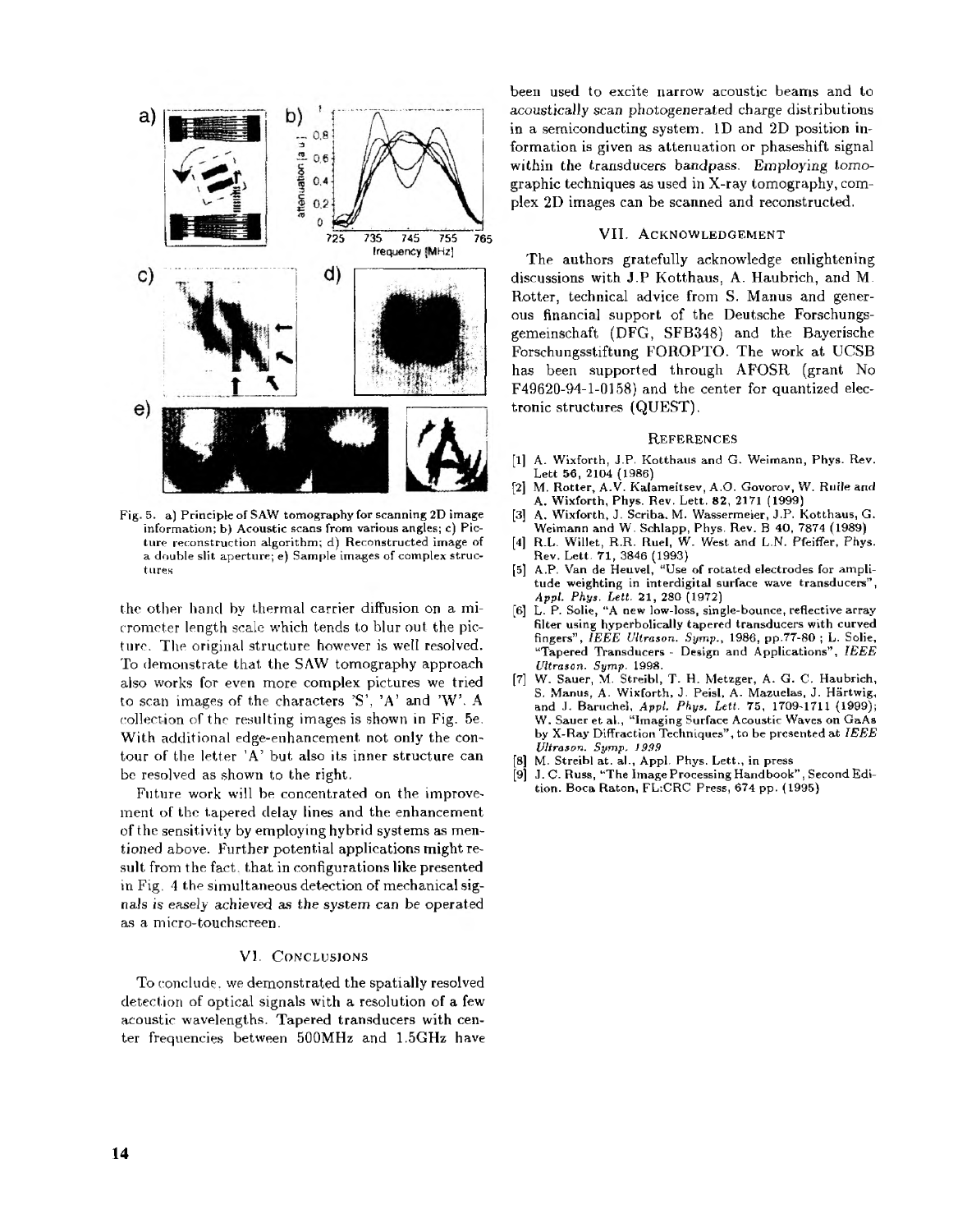a) b) c) d) e)

attenuation [a.u.]

1

0.8

0.6

0.4

0.2

0

725 735 745 755 765

frequency [MHz]

Fig. 5. a) Principle of SAW tomography for scanning 2D image information; b) Acoustic scans from various angles; c) Picture reconstruction algorithm; d) Reconstructed image of a double slit aperture; e) Sample images of complex structures

the other hand by thermal carrier diffusion on a micrometer length scale which tends to blur out the picture. The original structure however is well resolved. To demonstrate that the SAW tomography approach also works for even more complex pictures we tried to scan images of the characters 'S', 'A' and 'W'. A collection of the resulting images is shown in Fig. 5e. With additional edge-enhancement not only the contour of the letter 'A' but also its inner structure can be resolved as shown to the right.

Future work will be concentrated on the improvement of the tapered delay lines and the enhancement of the sensitivity by employing hybrid systems as mentioned above. Further potential applications might result from the fact, that in configurations like presented in Fig. 4 the simultaneous detection of mechanical signals is easely achieved as the system can be operated as a micro-touchscreen.

## VI. Conclusions

To conclude, we demonstrated the spatially resolved detection of optical signals with a resolution of a few acoustic wavelengths. Tapered transducers with center frequencies between 500MHz and 1.5GHz have been used to excite narrow acoustic beams and to acoustically scan photogenerated charge distributions in a semiconducting system. 1D and 2D position information is given as attenuation or phaseshift signal within the transducers bandpass. Employing tomographic techniques as used in X-ray tomography, complex 2D images can be scanned and reconstructed.

## VII. Acknowledgement

The authors gratefully acknowledge enlightening discussions with J.P Kotthaus, A. Haubrich, and M. Rotter, technical advice from S. Manus and generous financial support of the Deutsche Forschungsgemeinschaft (DFG, SFB348) and the Bayerische Forschungsstiftung FOROPTO. The work at UCSB has been supported through AFOSR (grant No F49620-94-1-0158) and the center for quantized electronic structures (QUEST).

## References

[1] A. Wixforth, J.P. Kotthaus and G. Weimann, Phys. Rev. Lett **56**, 2104 (1986)

[2] M. Rotter, A.V. Kalameitsev, A.O. Govorov, W. Ruile and A. Wixforth, Phys. Rev. Lett. **82**, 2171 (1999)

[3] A. Wixforth, J. Scriba, M. Wassermeier, J.P. Kotthaus, G. Weimann and W. Schlapp, Phys. Rev. B **40**, 7874 (1989)

[4] R.L. Willet, R.R. Ruel, W. West and L.N. Pfeiffer, Phys. Rev. Lett. **71**, 3846 (1993)

[5] A.P. Van de Heuvel, "Use of rotated electrodes for amplitude weighting in interdigital surface wave transducers", *Appl. Phys. Lett.* **21**, 280 (1972)

[6] L. P. Solie, "A new low-loss, single-bounce, reflective array filter using hyperbolically tapered transducers with curved fingers", *IEEE Ultrason. Symp.*, 1986, pp.77-80 ; L. Solie, "Tapered Transducers - Design and Applications", *IEEE Ultrason. Symp.* 1998.

[7] W. Sauer, M. Streibl, T. H. Metzger, A. G. C. Haubrich, S. Manus, A. Wixforth, J. Peisl, A. Mazuelas, J. Härtwig, and J. Baruchel, *Appl. Phys. Lett.* **75**, 1709-1711 (1999); W. Sauer et al., "Imaging Surface Acoustic Waves on GaAs by X-Ray Diffraction Techniques", to be presented at *IEEE Ultrason. Symp. 1999*

[8] M. Streibl at. al., Appl. Phys. Lett., in press

[9] J. C. Russ, "The Image Processing Handbook", Second Edition. Boca Raton, FL:CRC Press, 674 pp. (1995)